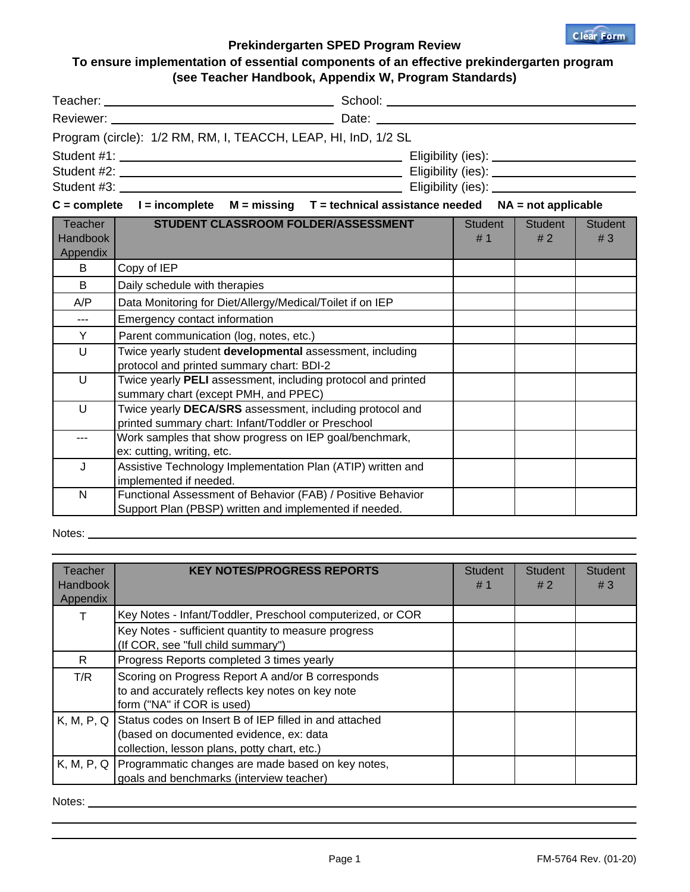Clear Form

## Prekindergarten SPED Program Review

### To ensure implementation of essential components of an effective prekindergarten program (see Teacher Handbook, Appendix W, Program Standards)

Teacher: ______________________ School: ______________________

Reviewer: ______________________ Date: ______________________

Program (circle): 1/2 RM, RM, I, TEACCH, LEAP, HI, InD, 1/2 SL

Student #1: ______________________ Eligibility (ies): ______________________

Student #2: ______________________ Eligibility (ies): ______________________

Student #3: ______________________ Eligibility (ies): ______________________

**C = complete I = incomplete M = missing T = technical assistance needed NA = not applicable**

| Teacher Handbook Appendix | STUDENT CLASSROOM FOLDER/ASSESSMENT | Student # 1 | Student # 2 | Student # 3 |
|---|---|---|---|---|
| B | Copy of IEP | | | |
| B | Daily schedule with therapies | | | |
| A/P | Data Monitoring for Diet/Allergy/Medical/Toilet if on IEP | | | |
| --- | Emergency contact information | | | |
| Y | Parent communication (log, notes, etc.) | | | |
| U | Twice yearly student **developmental** assessment, including protocol and printed summary chart: BDI-2 | | | |
| U | Twice yearly **PELI** assessment, including protocol and printed summary chart (except PMH, and PPEC) | | | |
| U | Twice yearly **DECA/SRS** assessment, including protocol and printed summary chart: Infant/Toddler or Preschool | | | |
| --- | Work samples that show progress on IEP goal/benchmark, ex: cutting, writing, etc. | | | |
| J | Assistive Technology Implementation Plan (ATIP) written and implemented if needed. | | | |
| N | Functional Assessment of Behavior (FAB) / Positive Behavior Support Plan (PBSP) written and implemented if needed. | | | |

Notes: ______________________

| Teacher Handbook Appendix | KEY NOTES/PROGRESS REPORTS | Student # 1 | Student # 2 | Student # 3 |
|---|---|---|---|---|
| T | Key Notes - Infant/Toddler, Preschool computerized, or COR | | | |
| | Key Notes - sufficient quantity to measure progress (If COR, see "full child summary") | | | |
| R | Progress Reports completed 3 times yearly | | | |
| T/R | Scoring on Progress Report A and/or B corresponds to and accurately reflects key notes on key note form ("NA" if COR is used) | | | |
| K, M, P, Q | Status codes on Insert B of IEP filled in and attached (based on documented evidence, ex: data collection, lesson plans, potty chart, etc.) | | | |
| K, M, P, Q | Programmatic changes are made based on key notes, goals and benchmarks (interview teacher) | | | |

Notes: ______________________

FM-5764 Rev. (01-20)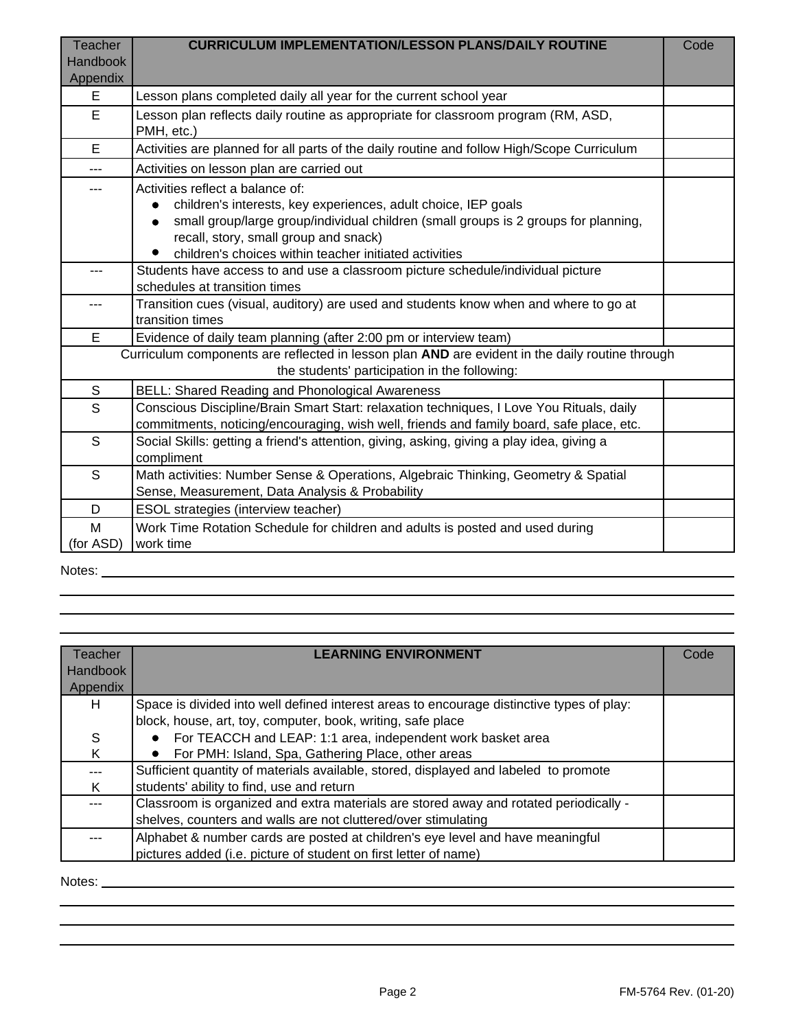| Teacher Handbook Appendix | **CURRICULUM IMPLEMENTATION/LESSON PLANS/DAILY ROUTINE** | Code |
|---|---|---|
| E | Lesson plans completed daily all year for the current school year | |
| E | Lesson plan reflects daily routine as appropriate for classroom program (RM, ASD, PMH, etc.) | |
| E | Activities are planned for all parts of the daily routine and follow High/Scope Curriculum | |
| --- | Activities on lesson plan are carried out | |
| --- | Activities reflect a balance of:<br>• children's interests, key experiences, adult choice, IEP goals<br>• small group/large group/individual children (small groups is 2 groups for planning, recall, story, small group and snack)<br>• children's choices within teacher initiated activities | |
| --- | Students have access to and use a classroom picture schedule/individual picture schedules at transition times | |
| --- | Transition cues (visual, auditory) are used and students know when and where to go at transition times | |
| E | Evidence of daily team planning (after 2:00 pm or interview team) | |
| | Curriculum components are reflected in lesson plan **AND** are evident in the daily routine through the students' participation in the following: | |
| S | BELL: Shared Reading and Phonological Awareness | |
| S | Conscious Discipline/Brain Smart Start: relaxation techniques, I Love You Rituals, daily commitments, noticing/encouraging, wish well, friends and family board, safe place, etc. | |
| S | Social Skills: getting a friend's attention, giving, asking, giving a play idea, giving a compliment | |
| S | Math activities: Number Sense & Operations, Algebraic Thinking, Geometry & Spatial Sense, Measurement, Data Analysis & Probability | |
| D | ESOL strategies (interview teacher) | |
| M (for ASD) | Work Time Rotation Schedule for children and adults is posted and used during work time | |

Notes: \_\_\_\_\_\_\_\_\_\_\_\_\_\_\_\_\_\_\_\_\_\_\_\_\_\_\_\_\_\_

| Teacher Handbook Appendix | **LEARNING ENVIRONMENT** | Code |
|---|---|---|
| H<br><br>S<br>K | Space is divided into well defined interest areas to encourage distinctive types of play: block, house, art, toy, computer, book, writing, safe place<br>• For TEACCH and LEAP: 1:1 area, independent work basket area<br>• For PMH: Island, Spa, Gathering Place, other areas | |
| ---<br>K | Sufficient quantity of materials available, stored, displayed and labeled to promote students' ability to find, use and return | |
| --- | Classroom is organized and extra materials are stored away and rotated periodically - shelves, counters and walls are not cluttered/over stimulating | |
| --- | Alphabet & number cards are posted at children's eye level and have meaningful pictures added (i.e. picture of student on first letter of name) | |

Notes: \_\_\_\_\_\_\_\_\_\_\_\_\_\_\_\_\_\_\_\_\_\_\_\_\_\_\_\_\_\_

FM-5764 Rev. (01-20)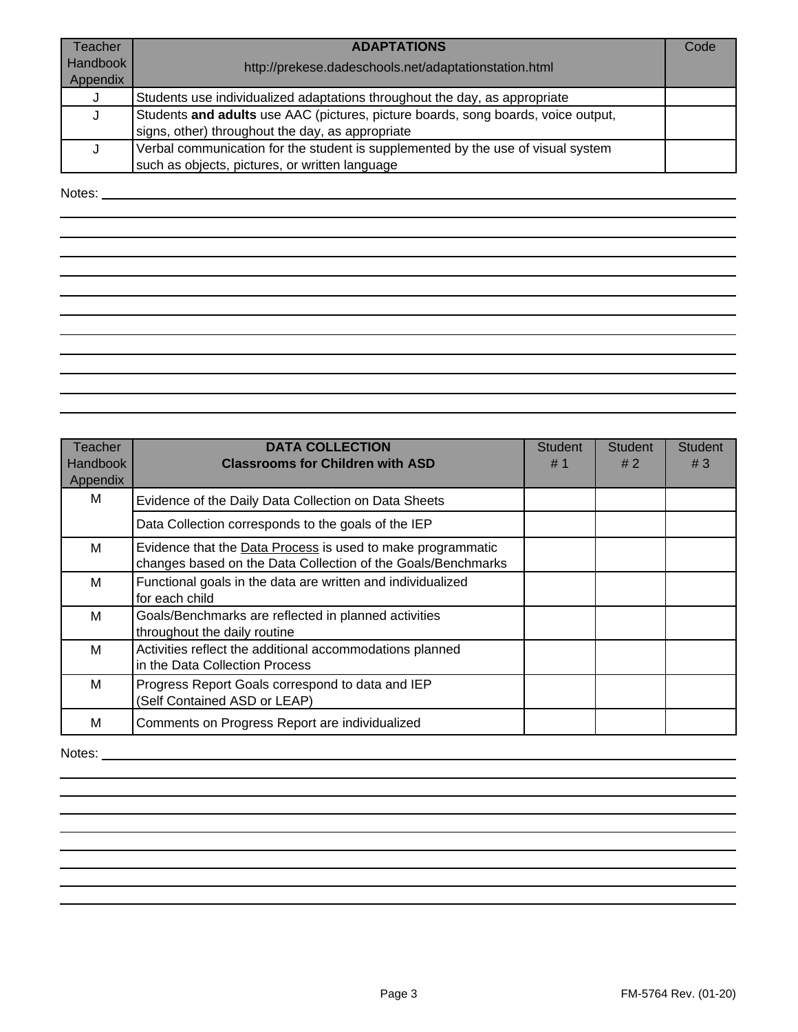| Teacher Handbook Appendix | **ADAPTATIONS** http://prekese.dadeschools.net/adaptationstation.html | Code |
|---|---|---|
| J | Students use individualized adaptations throughout the day, as appropriate | |
| J | Students **and adults** use AAC (pictures, picture boards, song boards, voice output, signs, other) throughout the day, as appropriate | |
| J | Verbal communication for the student is supplemented by the use of visual system such as objects, pictures, or written language | |

Notes:

| Teacher Handbook Appendix | **DATA COLLECTION Classrooms for Children with ASD** | Student # 1 | Student # 2 | Student # 3 |
|---|---|---|---|---|
| M | Evidence of the Daily Data Collection on Data Sheets | | | |
| | Data Collection corresponds to the goals of the IEP | | | |
| M | Evidence that the Data Process is used to make programmatic changes based on the Data Collection of the Goals/Benchmarks | | | |
| M | Functional goals in the data are written and individualized for each child | | | |
| M | Goals/Benchmarks are reflected in planned activities throughout the daily routine | | | |
| M | Activities reflect the additional accommodations planned in the Data Collection Process | | | |
| M | Progress Report Goals correspond to data and IEP (Self Contained ASD or LEAP) | | | |
| M | Comments on Progress Report are individualized | | | |

Notes:

FM-5764 Rev. (01-20)